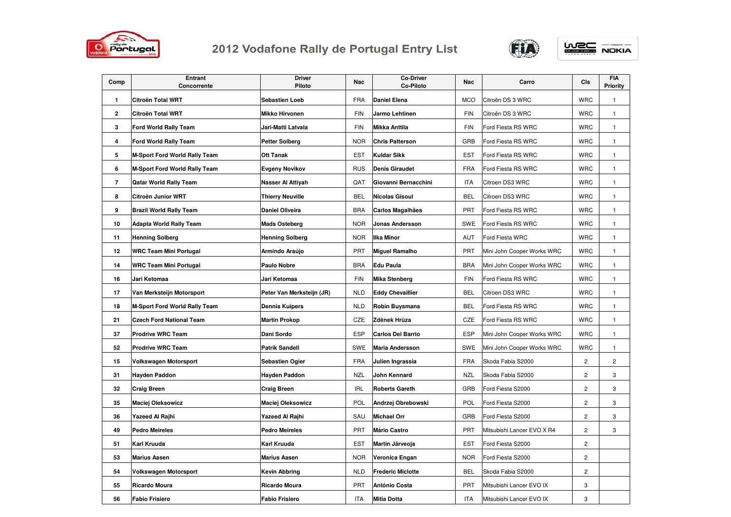# 2012 Vodafone Rally de Portugal Entry List

| Comp | Entrant<br>Concorrente | Driver<br>Piloto | Nac | Co-Driver<br>Co-Piloto | Nac | Carro | Cls | FIA Priority |
|---|---|---|---|---|---|---|---|---|
| 1 | Citroën Total WRT | Sebastien Loeb | FRA | Daniel Elena | MCO | Citroën DS 3 WRC | WRC | 1 |
| 2 | Citroën Total WRT | Mikko Hirvonen | FIN | Jarmo Lehtinen | FIN | Citroën DS 3 WRC | WRC | 1 |
| 3 | Ford World Rally Team | Jari-Matti Latvala | FIN | Mikka Anttila | FIN | Ford Fiesta RS WRC | WRC | 1 |
| 4 | Ford World Rally Team | Petter Solberg | NOR | Chris Patterson | GRB | Ford Fiesta RS WRC | WRC | 1 |
| 5 | M-Sport Ford World Rally Team | Ott Tanak | EST | Kuldar Sikk | EST | Ford Fiesta RS WRC | WRC | 1 |
| 6 | M-Sport Ford World Rally Team | Evgeny Novikov | RUS | Denis Giraudet | FRA | Ford Fiesta RS WRC | WRC | 1 |
| 7 | Qatar World Rally Team | Nasser Al Attiyah | QAT | Giovanni Bernacchini | ITA | Citroen DS3 WRC | WRC | 1 |
| 8 | Citroën Junior WRT | Thierry Neuville | BEL | Nicolas Gisoul | BEL | Citroen DS3 WRC | WRC | 1 |
| 9 | Brazil World Rally Team | Daniel Oliveira | BRA | Carlos Magalhães | PRT | Ford Fiesta RS WRC | WRC | 1 |
| 10 | Adapta World Rally Team | Mads Osteberg | NOR | Jonas Andersson | SWE | Ford Fiesta RS WRC | WRC | 1 |
| 11 | Henning Solberg | Henning Solberg | NOR | Ilka Minor | AUT | Ford Fiesta WRC | WRC | 1 |
| 12 | WRC Team Mini Portugal | Armindo Araújo | PRT | Miguel Ramalho | PRT | Mini John Cooper Works WRC | WRC | 1 |
| 14 | WRC Team Mini Portugal | Paulo Nobre | BRA | Edu Paula | BRA | Mini John Cooper Works WRC | WRC | 1 |
| 16 | Jari Ketomaa | Jari Ketomaa | FIN | Mika Stenberg | FIN | Ford Fiesta RS WRC | WRC | 1 |
| 17 | Van Merksteijn Motorsport | Peter Van Merksteijn (JR) | NLD | Eddy Chevaillier | BEL | Citroen DS3 WRC | WRC | 1 |
| 18 | M-Sport Ford World Rally Team | Dennis Kuipers | NLD | Robin Buysmans | BEL | Ford Fiesta RS WRC | WRC | 1 |
| 21 | Czech Ford National Team | Martin Prokop | CZE | Zdĕnek Hrůza | CZE | Ford Fiesta RS WRC | WRC | 1 |
| 37 | Prodrive WRC Team | Dani Sordo | ESP | Carlos Del Barrio | ESP | Mini John Cooper Works WRC | WRC | 1 |
| 52 | Prodrive WRC Team | Patrik Sandell | SWE | Maria Andersson | SWE | Mini John Cooper Works WRC | WRC | 1 |
| 15 | Volkswagen Motorsport | Sebastien Ogier | FRA | Julien Ingrassia | FRA | Skoda Fabia S2000 | 2 | 2 |
| 31 | Hayden Paddon | Hayden Paddon | NZL | John Kennard | NZL | Skoda Fabia S2000 | 2 | 3 |
| 32 | Craig Breen | Craig Breen | IRL | Roberts Gareth | GRB | Ford Fiesta S2000 | 2 | 3 |
| 35 | Maciej Oleksowicz | Maciej Oleksowicz | POL | Andrzej Obrebowski | POL | Ford Fiesta S2000 | 2 | 3 |
| 36 | Yazeed Al Rajhi | Yazeed Al Rajhi | SAU | Michael Orr | GRB | Ford Fiesta S2000 | 2 | 3 |
| 49 | Pedro Meireles | Pedro Meireles | PRT | Mário Castro | PRT | Mitsubishi Lancer EVO X R4 | 2 | 3 |
| 51 | Karl Kruuda | Karl Kruuda | EST | Martin Järveoja | EST | Ford Fiesta S2000 | 2 | |
| 53 | Marius Aasen | Marius Aasen | NOR | Veronica Engan | NOR | Ford Fiesta S2000 | 2 | |
| 54 | Volkswagen Motorsport | Kevin Abbring | NLD | Frederic Miclotte | BEL | Skoda Fabia S2000 | 2 | |
| 55 | Ricardo Moura | Ricardo Moura | PRT | António Costa | PRT | Mitsubishi Lancer EVO IX | 3 | |
| 56 | Fabio Frisiero | Fabio Frisiero | ITA | Mitia Dotta | ITA | Mitsubishi Lancer EVO IX | 3 | |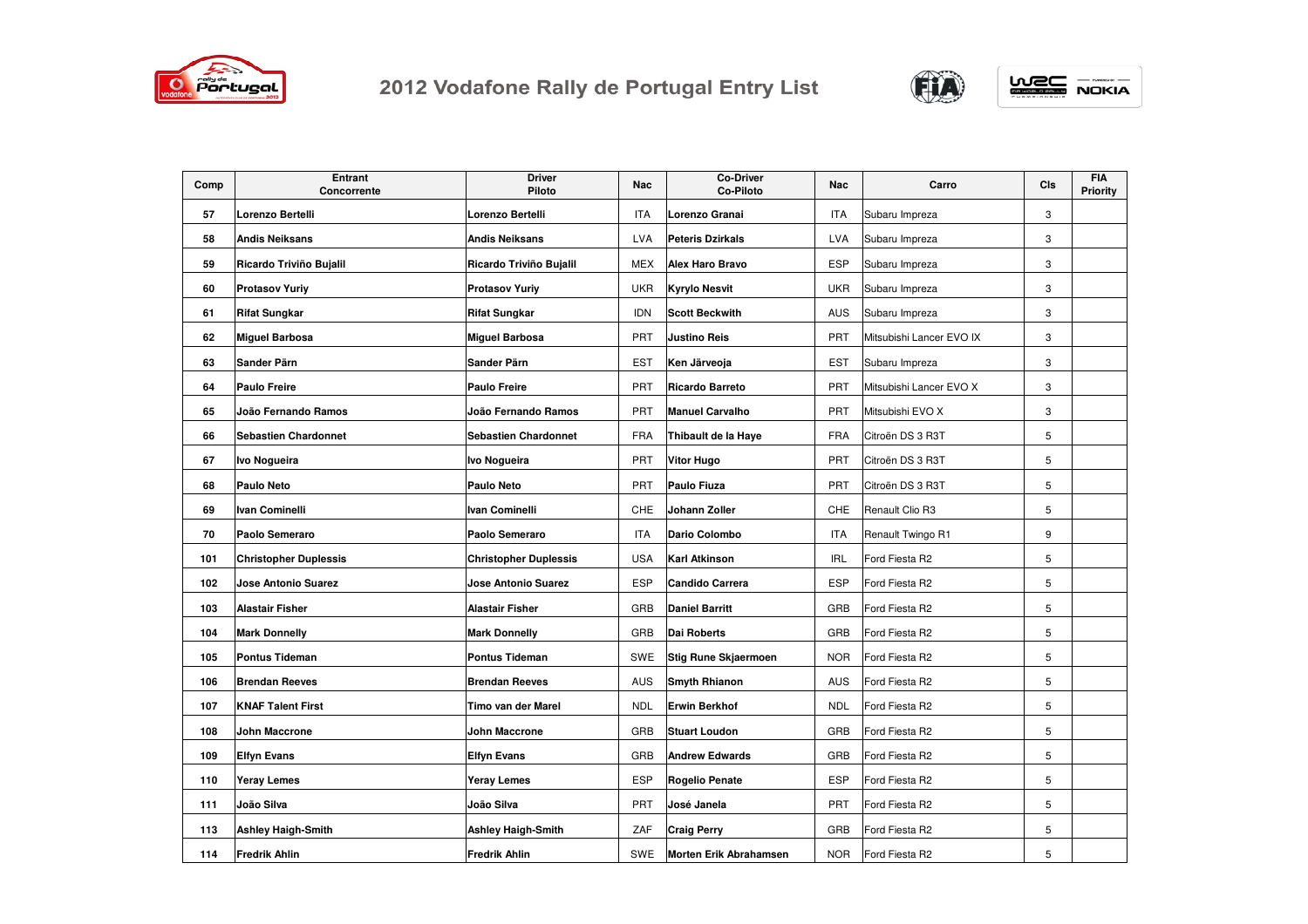# 2012 Vodafone Rally de Portugal Entry List

| Comp | Entrant Concorrente | Driver Piloto | Nac | Co-Driver Co-Piloto | Nac | Carro | Cls | FIA Priority |
|---|---|---|---|---|---|---|---|---|
| 57 | **Lorenzo Bertelli** | **Lorenzo Bertelli** | ITA | **Lorenzo Granai** | ITA | Subaru Impreza | 3 | |
| 58 | **Andis Neiksans** | **Andis Neiksans** | LVA | **Peteris Dzirkals** | LVA | Subaru Impreza | 3 | |
| 59 | **Ricardo Triviño Bujalil** | **Ricardo Triviño Bujalil** | MEX | **Alex Haro Bravo** | ESP | Subaru Impreza | 3 | |
| 60 | **Protasov Yuriy** | **Protasov Yuriy** | UKR | **Kyrylo Nesvit** | UKR | Subaru Impreza | 3 | |
| 61 | **Rifat Sungkar** | **Rifat Sungkar** | IDN | **Scott Beckwith** | AUS | Subaru Impreza | 3 | |
| 62 | **Miguel Barbosa** | **Miguel Barbosa** | PRT | **Justino Reis** | PRT | Mitsubishi Lancer EVO IX | 3 | |
| 63 | **Sander Pärn** | **Sander Pärn** | EST | **Ken Järveoja** | EST | Subaru Impreza | 3 | |
| 64 | **Paulo Freire** | **Paulo Freire** | PRT | **Ricardo Barreto** | PRT | Mitsubishi Lancer EVO X | 3 | |
| 65 | **João Fernando Ramos** | **João Fernando Ramos** | PRT | **Manuel Carvalho** | PRT | Mitsubishi EVO X | 3 | |
| 66 | **Sebastien Chardonnet** | **Sebastien Chardonnet** | FRA | **Thibault de la Haye** | FRA | Citroën DS 3 R3T | 5 | |
| 67 | **Ivo Nogueira** | **Ivo Nogueira** | PRT | **Vitor Hugo** | PRT | Citroën DS 3 R3T | 5 | |
| 68 | **Paulo Neto** | **Paulo Neto** | PRT | **Paulo Fiuza** | PRT | Citroën DS 3 R3T | 5 | |
| 69 | **Ivan Cominelli** | **Ivan Cominelli** | CHE | **Johann Zoller** | CHE | Renault Clio R3 | 5 | |
| 70 | **Paolo Semeraro** | **Paolo Semeraro** | ITA | **Dario Colombo** | ITA | Renault Twingo R1 | 9 | |
| 101 | **Christopher Duplessis** | **Christopher Duplessis** | USA | **Karl Atkinson** | IRL | Ford Fiesta R2 | 5 | |
| 102 | **Jose Antonio Suarez** | **Jose Antonio Suarez** | ESP | **Candido Carrera** | ESP | Ford Fiesta R2 | 5 | |
| 103 | **Alastair Fisher** | **Alastair Fisher** | GRB | **Daniel Barritt** | GRB | Ford Fiesta R2 | 5 | |
| 104 | **Mark Donnelly** | **Mark Donnelly** | GRB | **Dai Roberts** | GRB | Ford Fiesta R2 | 5 | |
| 105 | **Pontus Tideman** | **Pontus Tideman** | SWE | **Stig Rune Skjaermoen** | NOR | Ford Fiesta R2 | 5 | |
| 106 | **Brendan Reeves** | **Brendan Reeves** | AUS | **Smyth Rhianon** | AUS | Ford Fiesta R2 | 5 | |
| 107 | **KNAF Talent First** | **Timo van der Marel** | NDL | **Erwin Berkhof** | NDL | Ford Fiesta R2 | 5 | |
| 108 | **John Maccrone** | **John Maccrone** | GRB | **Stuart Loudon** | GRB | Ford Fiesta R2 | 5 | |
| 109 | **Elfyn Evans** | **Elfyn Evans** | GRB | **Andrew Edwards** | GRB | Ford Fiesta R2 | 5 | |
| 110 | **Yeray Lemes** | **Yeray Lemes** | ESP | **Rogelio Penate** | ESP | Ford Fiesta R2 | 5 | |
| 111 | **João Silva** | **João Silva** | PRT | **José Janela** | PRT | Ford Fiesta R2 | 5 | |
| 113 | **Ashley Haigh-Smith** | **Ashley Haigh-Smith** | ZAF | **Craig Perry** | GRB | Ford Fiesta R2 | 5 | |
| 114 | **Fredrik Ahlin** | **Fredrik Ahlin** | SWE | **Morten Erik Abrahamsen** | NOR | Ford Fiesta R2 | 5 | |